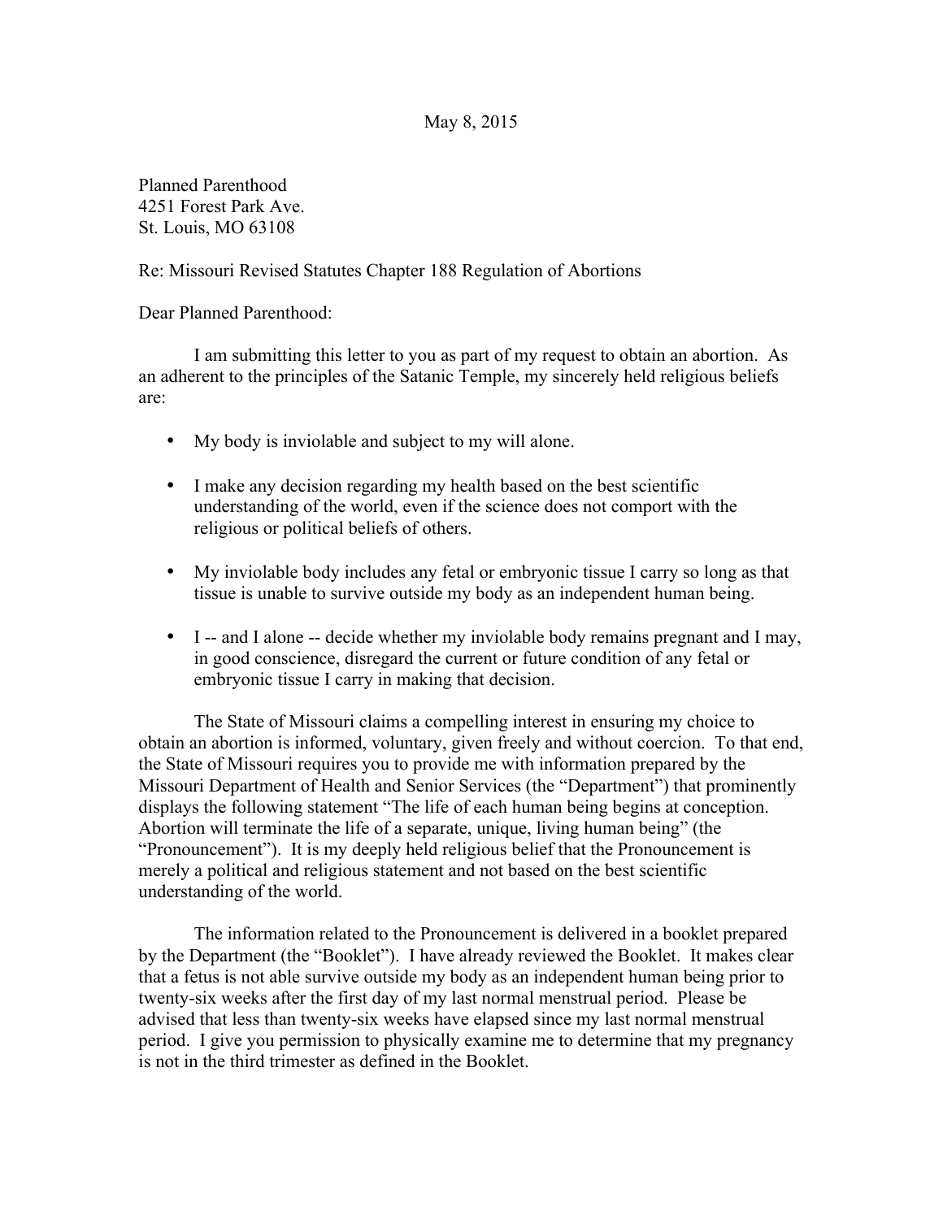May 8, 2015

Planned Parenthood
4251 Forest Park Ave.
St. Louis, MO 63108

Re: Missouri Revised Statutes Chapter 188 Regulation of Abortions

Dear Planned Parenthood:

I am submitting this letter to you as part of my request to obtain an abortion. As an adherent to the principles of the Satanic Temple, my sincerely held religious beliefs are:

- My body is inviolable and subject to my will alone.
- I make any decision regarding my health based on the best scientific understanding of the world, even if the science does not comport with the religious or political beliefs of others.
- My inviolable body includes any fetal or embryonic tissue I carry so long as that tissue is unable to survive outside my body as an independent human being.
- I -- and I alone -- decide whether my inviolable body remains pregnant and I may, in good conscience, disregard the current or future condition of any fetal or embryonic tissue I carry in making that decision.

The State of Missouri claims a compelling interest in ensuring my choice to obtain an abortion is informed, voluntary, given freely and without coercion. To that end, the State of Missouri requires you to provide me with information prepared by the Missouri Department of Health and Senior Services (the "Department") that prominently displays the following statement "The life of each human being begins at conception. Abortion will terminate the life of a separate, unique, living human being" (the "Pronouncement"). It is my deeply held religious belief that the Pronouncement is merely a political and religious statement and not based on the best scientific understanding of the world.

The information related to the Pronouncement is delivered in a booklet prepared by the Department (the "Booklet"). I have already reviewed the Booklet. It makes clear that a fetus is not able survive outside my body as an independent human being prior to twenty-six weeks after the first day of my last normal menstrual period. Please be advised that less than twenty-six weeks have elapsed since my last normal menstrual period. I give you permission to physically examine me to determine that my pregnancy is not in the third trimester as defined in the Booklet.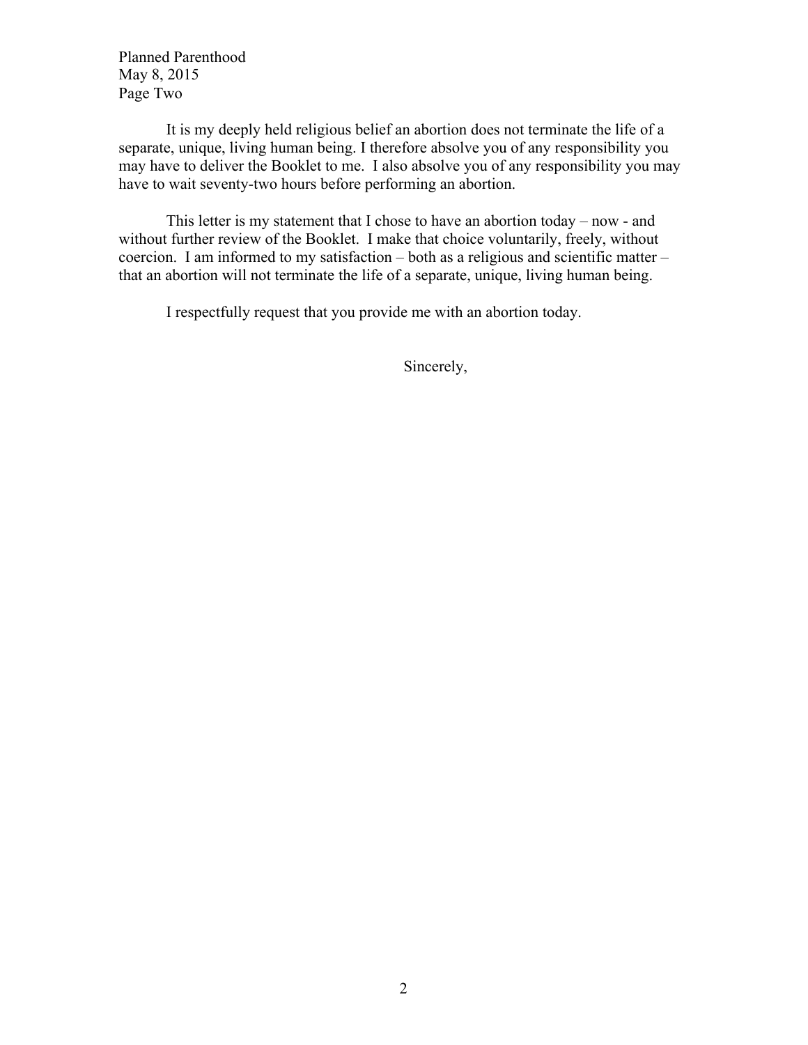It is my deeply held religious belief an abortion does not terminate the life of a separate, unique, living human being. I therefore absolve you of any responsibility you may have to deliver the Booklet to me. I also absolve you of any responsibility you may have to wait seventy-two hours before performing an abortion.

This letter is my statement that I chose to have an abortion today – now - and without further review of the Booklet. I make that choice voluntarily, freely, without coercion. I am informed to my satisfaction – both as a religious and scientific matter – that an abortion will not terminate the life of a separate, unique, living human being.

I respectfully request that you provide me with an abortion today.

Sincerely,